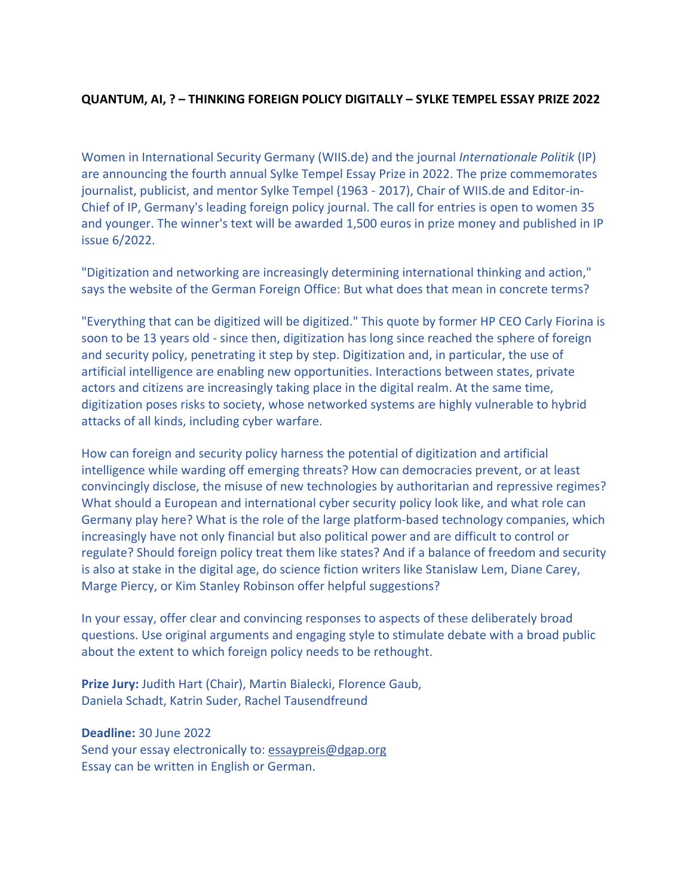**QUANTUM, AI, ? – THINKING FOREIGN POLICY DIGITALLY – SYLKE TEMPEL ESSAY PRIZE 2022**

Women in International Security Germany (WIIS.de) and the journal *Internationale Politik* (IP) are announcing the fourth annual Sylke Tempel Essay Prize in 2022. The prize commemorates journalist, publicist, and mentor Sylke Tempel (1963 - 2017), Chair of WIIS.de and Editor-in-Chief of IP, Germany's leading foreign policy journal. The call for entries is open to women 35 and younger. The winner's text will be awarded 1,500 euros in prize money and published in IP issue 6/2022.

"Digitization and networking are increasingly determining international thinking and action," says the website of the German Foreign Office: But what does that mean in concrete terms?

"Everything that can be digitized will be digitized." This quote by former HP CEO Carly Fiorina is soon to be 13 years old - since then, digitization has long since reached the sphere of foreign and security policy, penetrating it step by step. Digitization and, in particular, the use of artificial intelligence are enabling new opportunities. Interactions between states, private actors and citizens are increasingly taking place in the digital realm. At the same time, digitization poses risks to society, whose networked systems are highly vulnerable to hybrid attacks of all kinds, including cyber warfare.

How can foreign and security policy harness the potential of digitization and artificial intelligence while warding off emerging threats? How can democracies prevent, or at least convincingly disclose, the misuse of new technologies by authoritarian and repressive regimes? What should a European and international cyber security policy look like, and what role can Germany play here? What is the role of the large platform-based technology companies, which increasingly have not only financial but also political power and are difficult to control or regulate? Should foreign policy treat them like states? And if a balance of freedom and security is also at stake in the digital age, do science fiction writers like Stanislaw Lem, Diane Carey, Marge Piercy, or Kim Stanley Robinson offer helpful suggestions?

In your essay, offer clear and convincing responses to aspects of these deliberately broad questions. Use original arguments and engaging style to stimulate debate with a broad public about the extent to which foreign policy needs to be rethought.

**Prize Jury:** Judith Hart (Chair), Martin Bialecki, Florence Gaub, Daniela Schadt, Katrin Suder, Rachel Tausendfreund

**Deadline:** 30 June 2022
Send your essay electronically to: essaypreis@dgap.org
Essay can be written in English or German.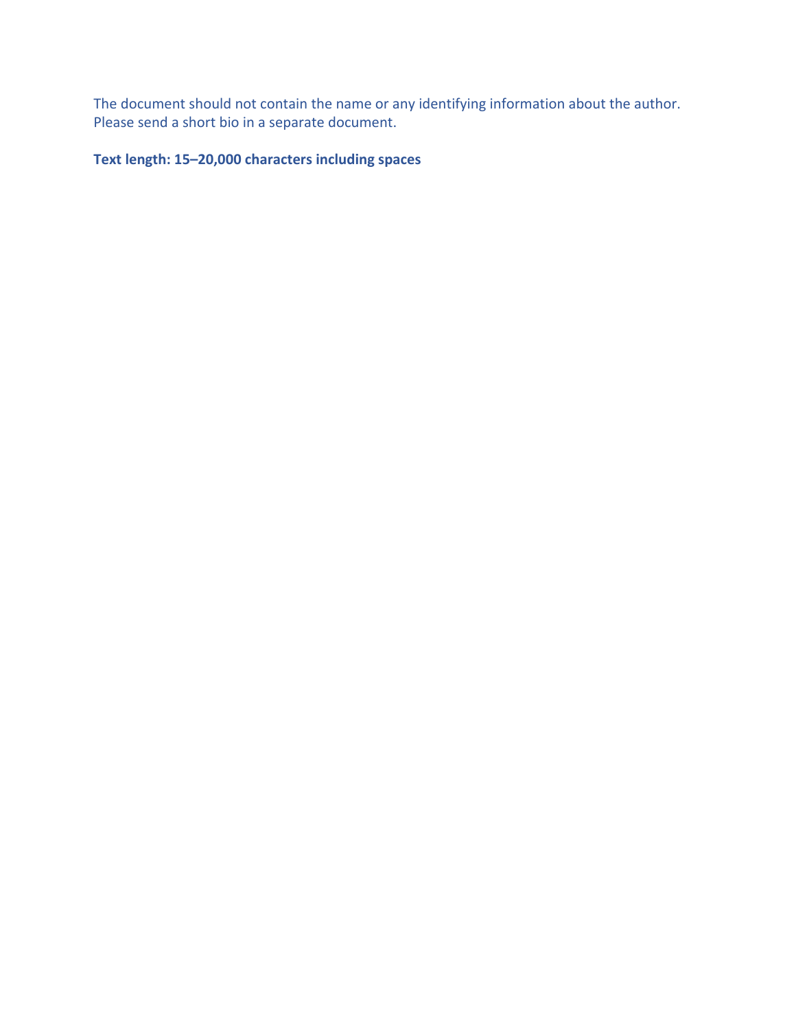The document should not contain the name or any identifying information about the author. Please send a short bio in a separate document.

**Text length: 15–20,000 characters including spaces**